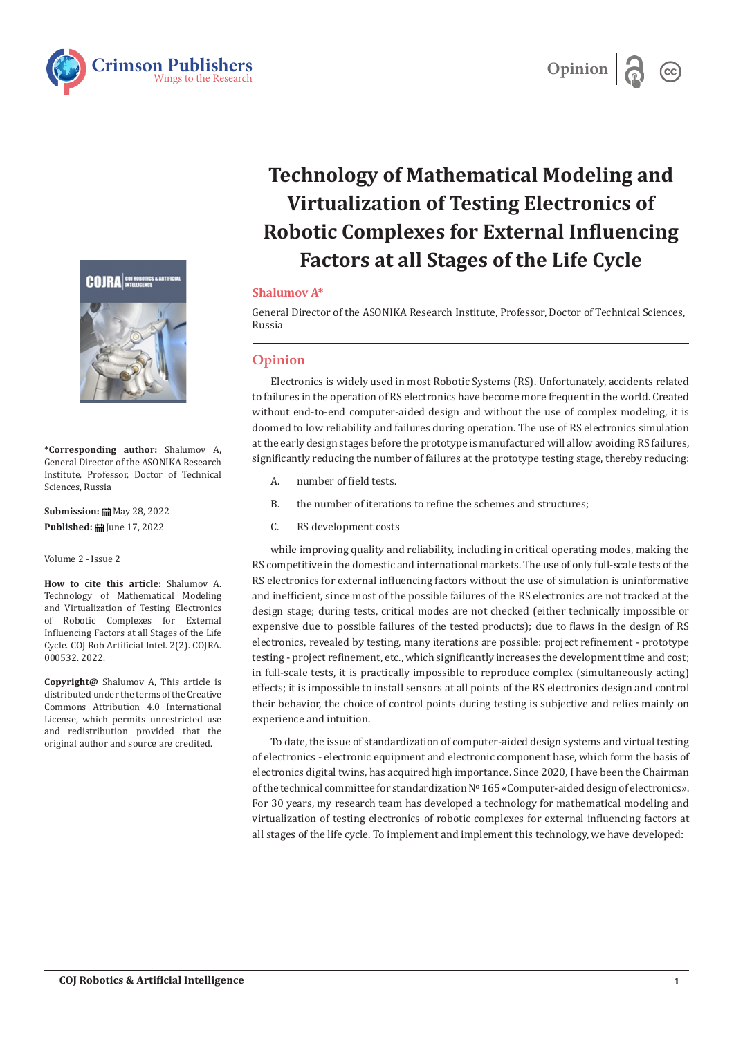Opinion

# Technology of Mathematical Modeling and Virtualization of Testing Electronics of Robotic Complexes for External Influencing Factors at all Stages of the Life Cycle

**Shalumov A***

General Director of the ASONIKA Research Institute, Professor, Doctor of Technical Sciences, Russia

**\*Corresponding author:** Shalumov A, General Director of the ASONIKA Research Institute, Professor, Doctor of Technical Sciences, Russia

**Submission:** May 28, 2022

**Published:** June 17, 2022

Volume 2 - Issue 2

**How to cite this article:** Shalumov A. Technology of Mathematical Modeling and Virtualization of Testing Electronics of Robotic Complexes for External Influencing Factors at all Stages of the Life Cycle. COJ Rob Artificial Intel. 2(2). COJRA. 000532. 2022.

**Copyright@** Shalumov A, This article is distributed under the terms of the Creative Commons Attribution 4.0 International License, which permits unrestricted use and redistribution provided that the original author and source are credited.

## Opinion

Electronics is widely used in most Robotic Systems (RS). Unfortunately, accidents related to failures in the operation of RS electronics have become more frequent in the world. Created without end-to-end computer-aided design and without the use of complex modeling, it is doomed to low reliability and failures during operation. The use of RS electronics simulation at the early design stages before the prototype is manufactured will allow avoiding RS failures, significantly reducing the number of failures at the prototype testing stage, thereby reducing:

A. number of field tests.

B. the number of iterations to refine the schemes and structures;

C. RS development costs

while improving quality and reliability, including in critical operating modes, making the RS competitive in the domestic and international markets. The use of only full-scale tests of the RS electronics for external influencing factors without the use of simulation is uninformative and inefficient, since most of the possible failures of the RS electronics are not tracked at the design stage; during tests, critical modes are not checked (either technically impossible or expensive due to possible failures of the tested products); due to flaws in the design of RS electronics, revealed by testing, many iterations are possible: project refinement - prototype testing - project refinement, etc., which significantly increases the development time and cost; in full-scale tests, it is practically impossible to reproduce complex (simultaneously acting) effects; it is impossible to install sensors at all points of the RS electronics design and control their behavior, the choice of control points during testing is subjective and relies mainly on experience and intuition.

To date, the issue of standardization of computer-aided design systems and virtual testing of electronics - electronic equipment and electronic component base, which form the basis of electronics digital twins, has acquired high importance. Since 2020, I have been the Chairman of the technical committee for standardization № 165 «Computer-aided design of electronics». For 30 years, my research team has developed a technology for mathematical modeling and virtualization of testing electronics of robotic complexes for external influencing factors at all stages of the life cycle. To implement and implement this technology, we have developed: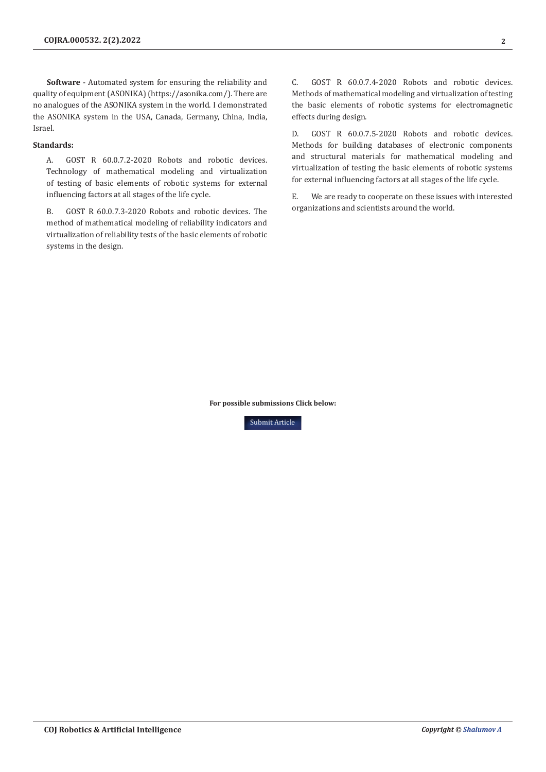**Software** - Automated system for ensuring the reliability and quality of equipment (ASONIKA) (https://asonika.com/). There are no analogues of the ASONIKA system in the world. I demonstrated the ASONIKA system in the USA, Canada, Germany, China, India, Israel.

**Standards:**

A. GOST R 60.0.7.2-2020 Robots and robotic devices. Technology of mathematical modeling and virtualization of testing of basic elements of robotic systems for external influencing factors at all stages of the life cycle.

B. GOST R 60.0.7.3-2020 Robots and robotic devices. The method of mathematical modeling of reliability indicators and virtualization of reliability tests of the basic elements of robotic systems in the design.

C. GOST R 60.0.7.4-2020 Robots and robotic devices. Methods of mathematical modeling and virtualization of testing the basic elements of robotic systems for electromagnetic effects during design.

D. GOST R 60.0.7.5-2020 Robots and robotic devices. Methods for building databases of electronic components and structural materials for mathematical modeling and virtualization of testing the basic elements of robotic systems for external influencing factors at all stages of the life cycle.

E. We are ready to cooperate on these issues with interested organizations and scientists around the world.

**For possible submissions Click below:**

Submit Article